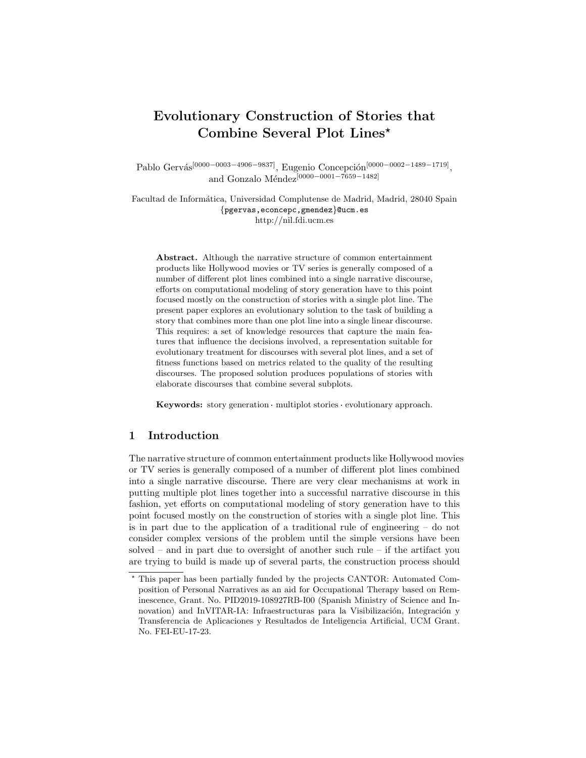# Evolutionary Construction of Stories that Combine Several Plot Lines*

Pablo Gervás[0000−0003−4906−9837], Eugenio Concepción[0000−0002−1489−1719], and Gonzalo Méndez[0000−0001−7659−1482]

Facultad de Informática, Universidad Complutense de Madrid, Madrid, 28040 Spain
{pgervas,econcepc,gmendez}@ucm.es
http://nil.fdi.ucm.es

**Abstract.** Although the narrative structure of common entertainment products like Hollywood movies or TV series is generally composed of a number of different plot lines combined into a single narrative discourse, efforts on computational modeling of story generation have to this point focused mostly on the construction of stories with a single plot line. The present paper explores an evolutionary solution to the task of building a story that combines more than one plot line into a single linear discourse. This requires: a set of knowledge resources that capture the main features that influence the decisions involved, a representation suitable for evolutionary treatment for discourses with several plot lines, and a set of fitness functions based on metrics related to the quality of the resulting discourses. The proposed solution produces populations of stories with elaborate discourses that combine several subplots.

**Keywords:** story generation · multiplot stories · evolutionary approach.

## 1 Introduction

The narrative structure of common entertainment products like Hollywood movies or TV series is generally composed of a number of different plot lines combined into a single narrative discourse. There are very clear mechanisms at work in putting multiple plot lines together into a successful narrative discourse in this fashion, yet efforts on computational modeling of story generation have to this point focused mostly on the construction of stories with a single plot line. This is in part due to the application of a traditional rule of engineering – do not consider complex versions of the problem until the simple versions have been solved – and in part due to oversight of another such rule – if the artifact you are trying to build is made up of several parts, the construction process should

---

* This paper has been partially funded by the projects CANTOR: Automated Composition of Personal Narratives as an aid for Occupational Therapy based on Reminescence, Grant. No. PID2019-108927RB-I00 (Spanish Ministry of Science and Innovation) and InVITAR-IA: Infraestructuras para la Visibilización, Integración y Transferencia de Aplicaciones y Resultados de Inteligencia Artificial, UCM Grant. No. FEI-EU-17-23.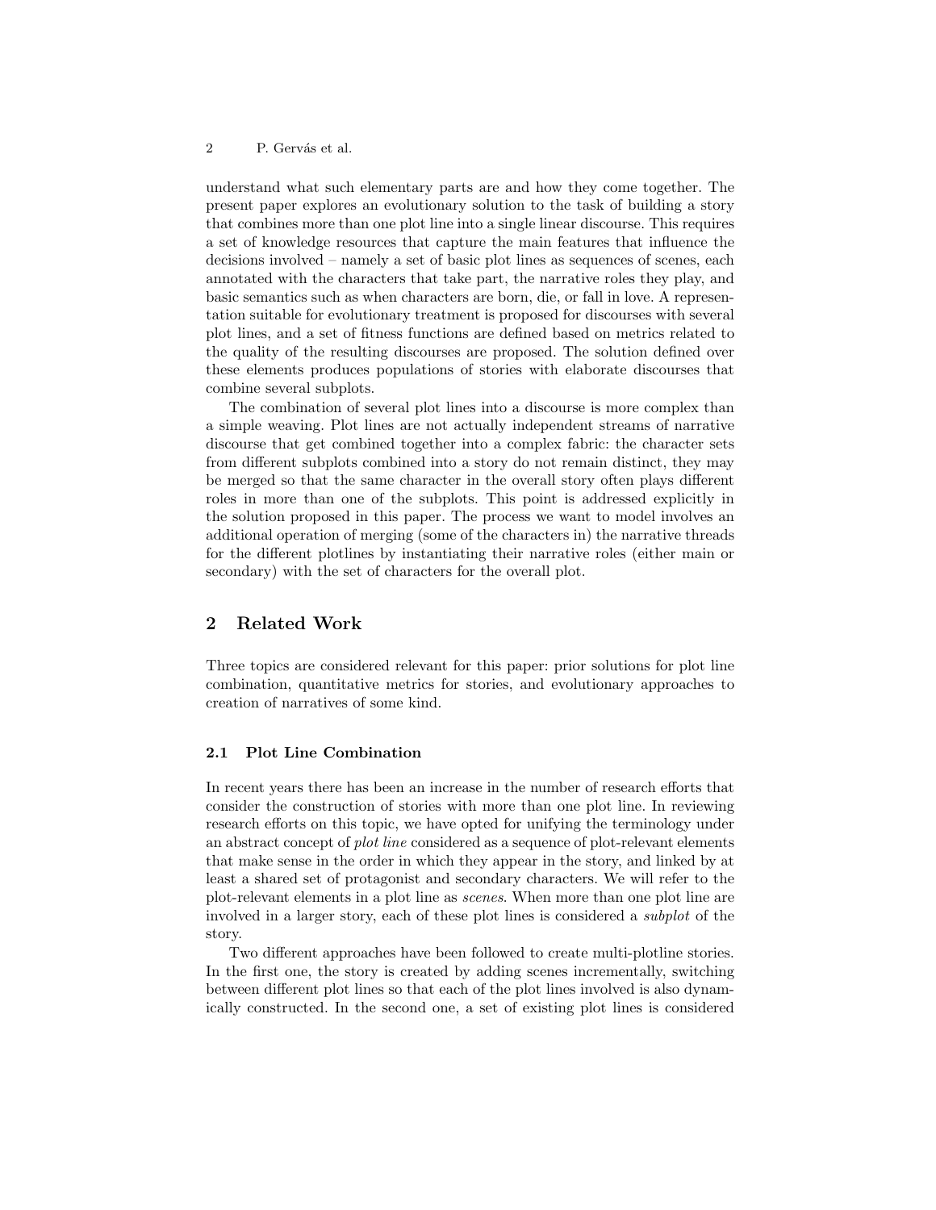understand what such elementary parts are and how they come together. The present paper explores an evolutionary solution to the task of building a story that combines more than one plot line into a single linear discourse. This requires a set of knowledge resources that capture the main features that influence the decisions involved – namely a set of basic plot lines as sequences of scenes, each annotated with the characters that take part, the narrative roles they play, and basic semantics such as when characters are born, die, or fall in love. A representation suitable for evolutionary treatment is proposed for discourses with several plot lines, and a set of fitness functions are defined based on metrics related to the quality of the resulting discourses are proposed. The solution defined over these elements produces populations of stories with elaborate discourses that combine several subplots.

The combination of several plot lines into a discourse is more complex than a simple weaving. Plot lines are not actually independent streams of narrative discourse that get combined together into a complex fabric: the character sets from different subplots combined into a story do not remain distinct, they may be merged so that the same character in the overall story often plays different roles in more than one of the subplots. This point is addressed explicitly in the solution proposed in this paper. The process we want to model involves an additional operation of merging (some of the characters in) the narrative threads for the different plotlines by instantiating their narrative roles (either main or secondary) with the set of characters for the overall plot.

## 2 Related Work

Three topics are considered relevant for this paper: prior solutions for plot line combination, quantitative metrics for stories, and evolutionary approaches to creation of narratives of some kind.

### 2.1 Plot Line Combination

In recent years there has been an increase in the number of research efforts that consider the construction of stories with more than one plot line. In reviewing research efforts on this topic, we have opted for unifying the terminology under an abstract concept of *plot line* considered as a sequence of plot-relevant elements that make sense in the order in which they appear in the story, and linked by at least a shared set of protagonist and secondary characters. We will refer to the plot-relevant elements in a plot line as *scenes*. When more than one plot line are involved in a larger story, each of these plot lines is considered a *subplot* of the story.

Two different approaches have been followed to create multi-plotline stories. In the first one, the story is created by adding scenes incrementally, switching between different plot lines so that each of the plot lines involved is also dynamically constructed. In the second one, a set of existing plot lines is considered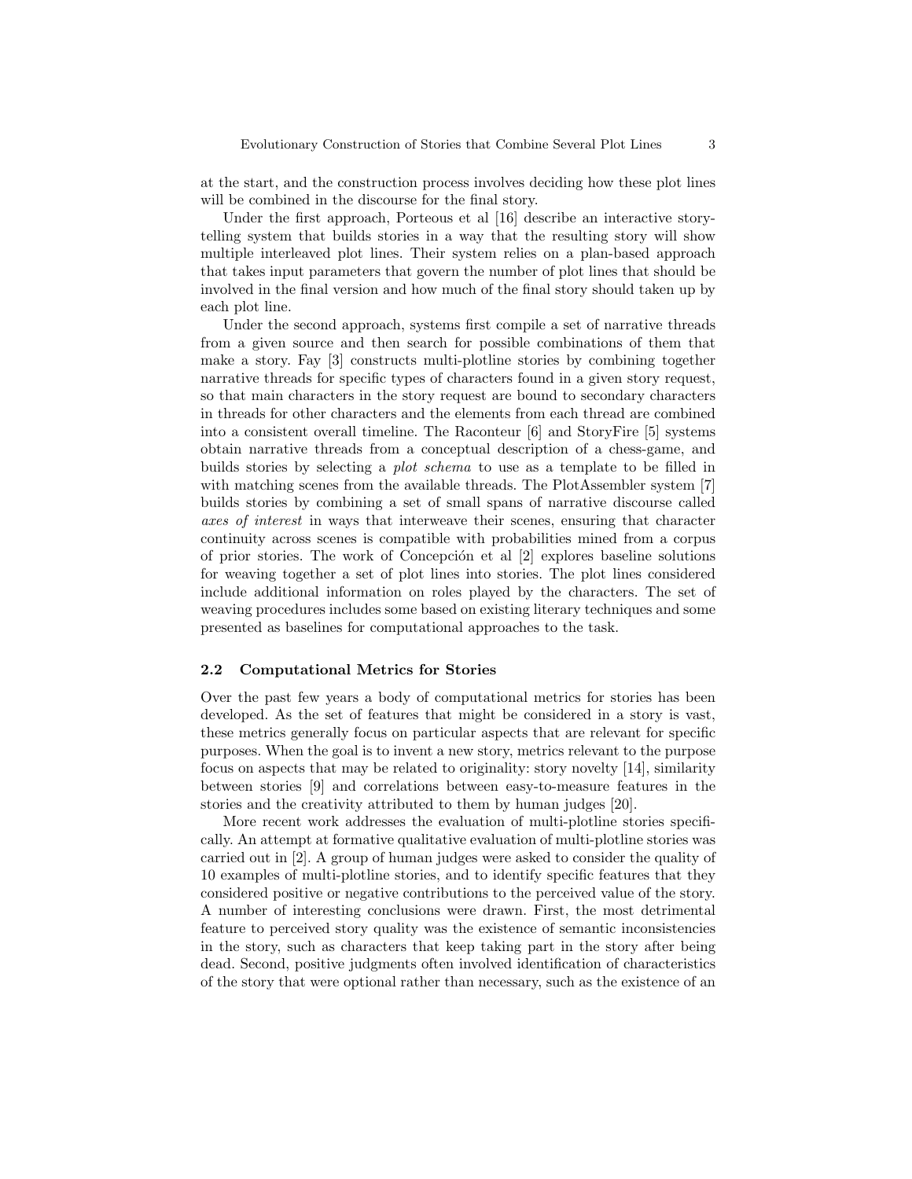at the start, and the construction process involves deciding how these plot lines will be combined in the discourse for the final story.

Under the first approach, Porteous et al [16] describe an interactive storytelling system that builds stories in a way that the resulting story will show multiple interleaved plot lines. Their system relies on a plan-based approach that takes input parameters that govern the number of plot lines that should be involved in the final version and how much of the final story should taken up by each plot line.

Under the second approach, systems first compile a set of narrative threads from a given source and then search for possible combinations of them that make a story. Fay [3] constructs multi-plotline stories by combining together narrative threads for specific types of characters found in a given story request, so that main characters in the story request are bound to secondary characters in threads for other characters and the elements from each thread are combined into a consistent overall timeline. The Raconteur [6] and StoryFire [5] systems obtain narrative threads from a conceptual description of a chess-game, and builds stories by selecting a *plot schema* to use as a template to be filled in with matching scenes from the available threads. The PlotAssembler system [7] builds stories by combining a set of small spans of narrative discourse called *axes of interest* in ways that interweave their scenes, ensuring that character continuity across scenes is compatible with probabilities mined from a corpus of prior stories. The work of Concepción et al [2] explores baseline solutions for weaving together a set of plot lines into stories. The plot lines considered include additional information on roles played by the characters. The set of weaving procedures includes some based on existing literary techniques and some presented as baselines for computational approaches to the task.

### 2.2 Computational Metrics for Stories

Over the past few years a body of computational metrics for stories has been developed. As the set of features that might be considered in a story is vast, these metrics generally focus on particular aspects that are relevant for specific purposes. When the goal is to invent a new story, metrics relevant to the purpose focus on aspects that may be related to originality: story novelty [14], similarity between stories [9] and correlations between easy-to-measure features in the stories and the creativity attributed to them by human judges [20].

More recent work addresses the evaluation of multi-plotline stories specifically. An attempt at formative qualitative evaluation of multi-plotline stories was carried out in [2]. A group of human judges were asked to consider the quality of 10 examples of multi-plotline stories, and to identify specific features that they considered positive or negative contributions to the perceived value of the story. A number of interesting conclusions were drawn. First, the most detrimental feature to perceived story quality was the existence of semantic inconsistencies in the story, such as characters that keep taking part in the story after being dead. Second, positive judgments often involved identification of characteristics of the story that were optional rather than necessary, such as the existence of an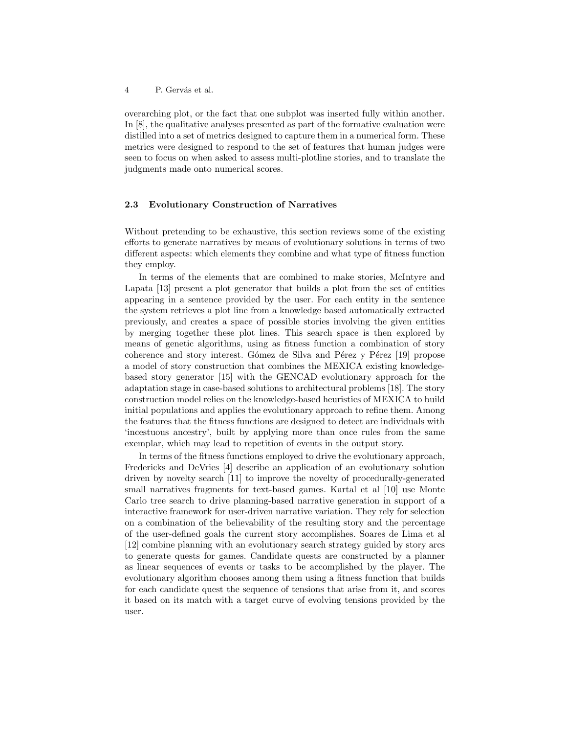overarching plot, or the fact that one subplot was inserted fully within another. In [8], the qualitative analyses presented as part of the formative evaluation were distilled into a set of metrics designed to capture them in a numerical form. These metrics were designed to respond to the set of features that human judges were seen to focus on when asked to assess multi-plotline stories, and to translate the judgments made onto numerical scores.

### 2.3 Evolutionary Construction of Narratives

Without pretending to be exhaustive, this section reviews some of the existing efforts to generate narratives by means of evolutionary solutions in terms of two different aspects: which elements they combine and what type of fitness function they employ.

In terms of the elements that are combined to make stories, McIntyre and Lapata [13] present a plot generator that builds a plot from the set of entities appearing in a sentence provided by the user. For each entity in the sentence the system retrieves a plot line from a knowledge based automatically extracted previously, and creates a space of possible stories involving the given entities by merging together these plot lines. This search space is then explored by means of genetic algorithms, using as fitness function a combination of story coherence and story interest. Gómez de Silva and Pérez y Pérez [19] propose a model of story construction that combines the MEXICA existing knowledge-based story generator [15] with the GENCAD evolutionary approach for the adaptation stage in case-based solutions to architectural problems [18]. The story construction model relies on the knowledge-based heuristics of MEXICA to build initial populations and applies the evolutionary approach to refine them. Among the features that the fitness functions are designed to detect are individuals with 'incestuous ancestry', built by applying more than once rules from the same exemplar, which may lead to repetition of events in the output story.

In terms of the fitness functions employed to drive the evolutionary approach, Fredericks and DeVries [4] describe an application of an evolutionary solution driven by novelty search [11] to improve the novelty of procedurally-generated small narratives fragments for text-based games. Kartal et al [10] use Monte Carlo tree search to drive planning-based narrative generation in support of a interactive framework for user-driven narrative variation. They rely for selection on a combination of the believability of the resulting story and the percentage of the user-defined goals the current story accomplishes. Soares de Lima et al [12] combine planning with an evolutionary search strategy guided by story arcs to generate quests for games. Candidate quests are constructed by a planner as linear sequences of events or tasks to be accomplished by the player. The evolutionary algorithm chooses among them using a fitness function that builds for each candidate quest the sequence of tensions that arise from it, and scores it based on its match with a target curve of evolving tensions provided by the user.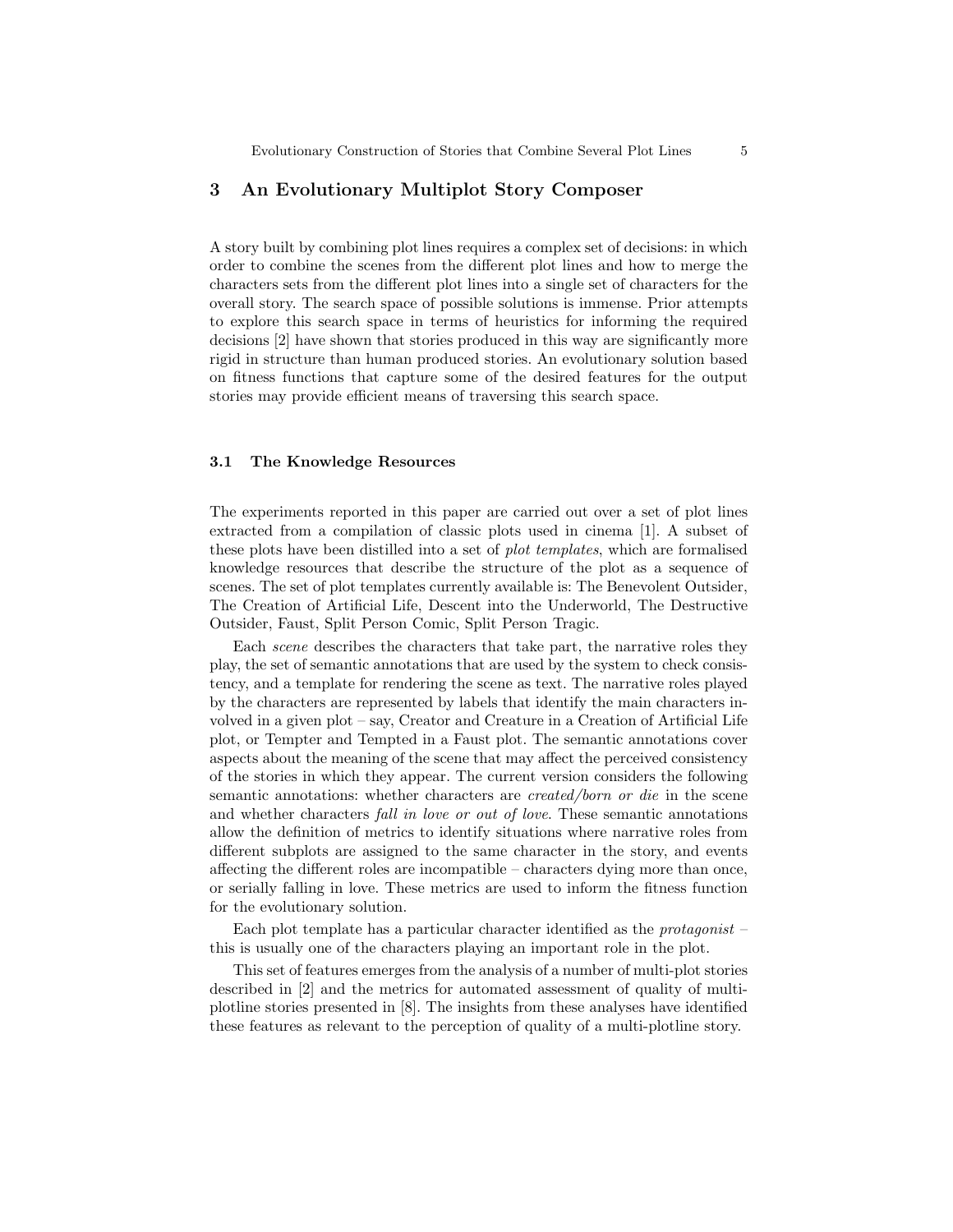## 3 An Evolutionary Multiplot Story Composer

A story built by combining plot lines requires a complex set of decisions: in which order to combine the scenes from the different plot lines and how to merge the characters sets from the different plot lines into a single set of characters for the overall story. The search space of possible solutions is immense. Prior attempts to explore this search space in terms of heuristics for informing the required decisions [2] have shown that stories produced in this way are significantly more rigid in structure than human produced stories. An evolutionary solution based on fitness functions that capture some of the desired features for the output stories may provide efficient means of traversing this search space.

### 3.1 The Knowledge Resources

The experiments reported in this paper are carried out over a set of plot lines extracted from a compilation of classic plots used in cinema [1]. A subset of these plots have been distilled into a set of *plot templates*, which are formalised knowledge resources that describe the structure of the plot as a sequence of scenes. The set of plot templates currently available is: The Benevolent Outsider, The Creation of Artificial Life, Descent into the Underworld, The Destructive Outsider, Faust, Split Person Comic, Split Person Tragic.

Each *scene* describes the characters that take part, the narrative roles they play, the set of semantic annotations that are used by the system to check consistency, and a template for rendering the scene as text. The narrative roles played by the characters are represented by labels that identify the main characters involved in a given plot – say, Creator and Creature in a Creation of Artificial Life plot, or Tempter and Tempted in a Faust plot. The semantic annotations cover aspects about the meaning of the scene that may affect the perceived consistency of the stories in which they appear. The current version considers the following semantic annotations: whether characters are *created/born or die* in the scene and whether characters *fall in love or out of love*. These semantic annotations allow the definition of metrics to identify situations where narrative roles from different subplots are assigned to the same character in the story, and events affecting the different roles are incompatible – characters dying more than once, or serially falling in love. These metrics are used to inform the fitness function for the evolutionary solution.

Each plot template has a particular character identified as the *protagonist* – this is usually one of the characters playing an important role in the plot.

This set of features emerges from the analysis of a number of multi-plot stories described in [2] and the metrics for automated assessment of quality of multi-plotline stories presented in [8]. The insights from these analyses have identified these features as relevant to the perception of quality of a multi-plotline story.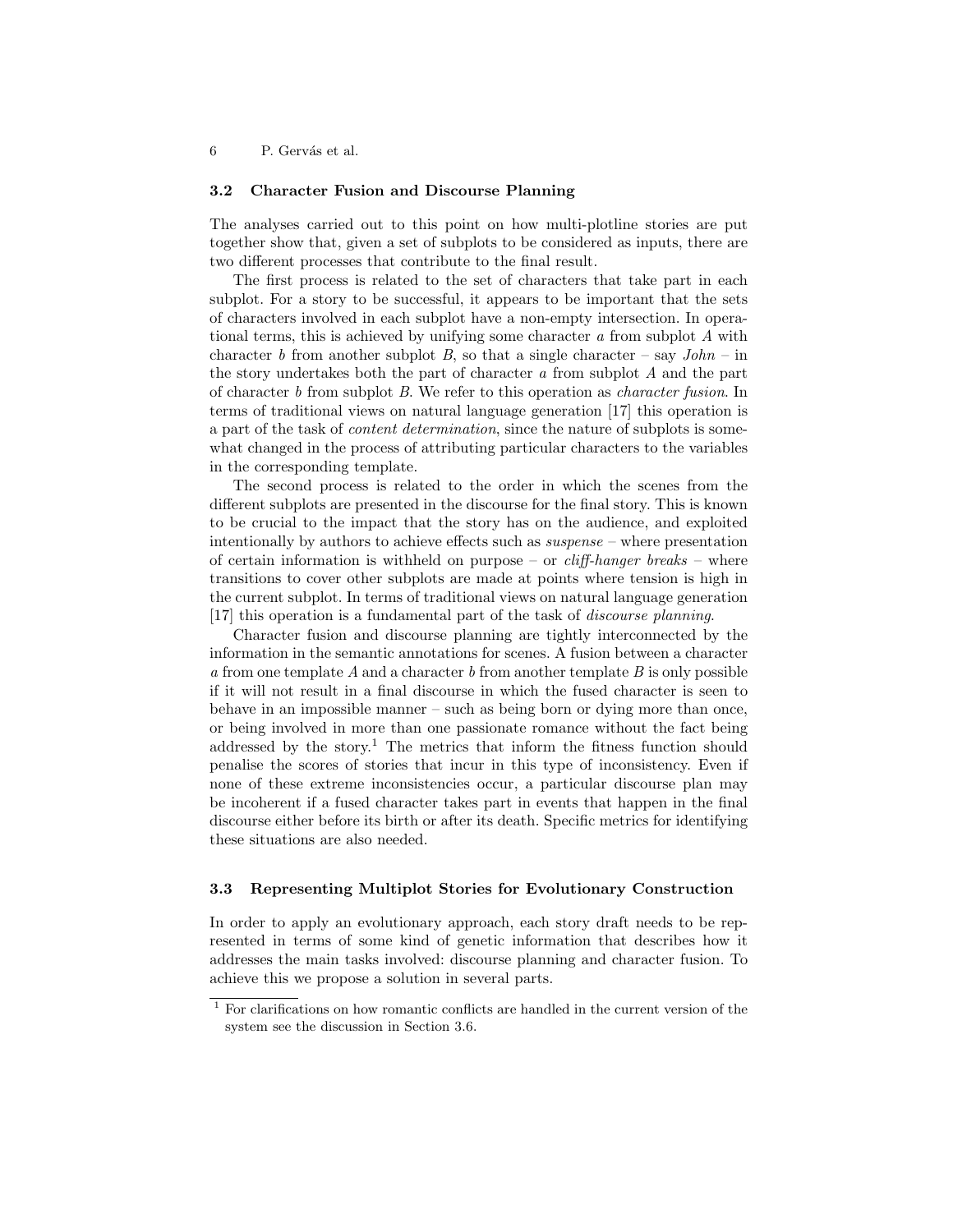### 3.2 Character Fusion and Discourse Planning

The analyses carried out to this point on how multi-plotline stories are put together show that, given a set of subplots to be considered as inputs, there are two different processes that contribute to the final result.

The first process is related to the set of characters that take part in each subplot. For a story to be successful, it appears to be important that the sets of characters involved in each subplot have a non-empty intersection. In operational terms, this is achieved by unifying some character $a$ from subplot $A$ with character $b$ from another subplot $B$, so that a single character – say *John* – in the story undertakes both the part of character $a$ from subplot $A$ and the part of character $b$ from subplot $B$. We refer to this operation as *character fusion*. In terms of traditional views on natural language generation [17] this operation is a part of the task of *content determination*, since the nature of subplots is somewhat changed in the process of attributing particular characters to the variables in the corresponding template.

The second process is related to the order in which the scenes from the different subplots are presented in the discourse for the final story. This is known to be crucial to the impact that the story has on the audience, and exploited intentionally by authors to achieve effects such as *suspense* – where presentation of certain information is withheld on purpose – or *cliff-hanger breaks* – where transitions to cover other subplots are made at points where tension is high in the current subplot. In terms of traditional views on natural language generation [17] this operation is a fundamental part of the task of *discourse planning*.

Character fusion and discourse planning are tightly interconnected by the information in the semantic annotations for scenes. A fusion between a character $a$ from one template $A$ and a character $b$ from another template $B$ is only possible if it will not result in a final discourse in which the fused character is seen to behave in an impossible manner – such as being born or dying more than once, or being involved in more than one passionate romance without the fact being addressed by the story.[1] The metrics that inform the fitness function should penalise the scores of stories that incur in this type of inconsistency. Even if none of these extreme inconsistencies occur, a particular discourse plan may be incoherent if a fused character takes part in events that happen in the final discourse either before its birth or after its death. Specific metrics for identifying these situations are also needed.

### 3.3 Representing Multiplot Stories for Evolutionary Construction

In order to apply an evolutionary approach, each story draft needs to be represented in terms of some kind of genetic information that describes how it addresses the main tasks involved: discourse planning and character fusion. To achieve this we propose a solution in several parts.

[1] For clarifications on how romantic conflicts are handled in the current version of the system see the discussion in Section 3.6.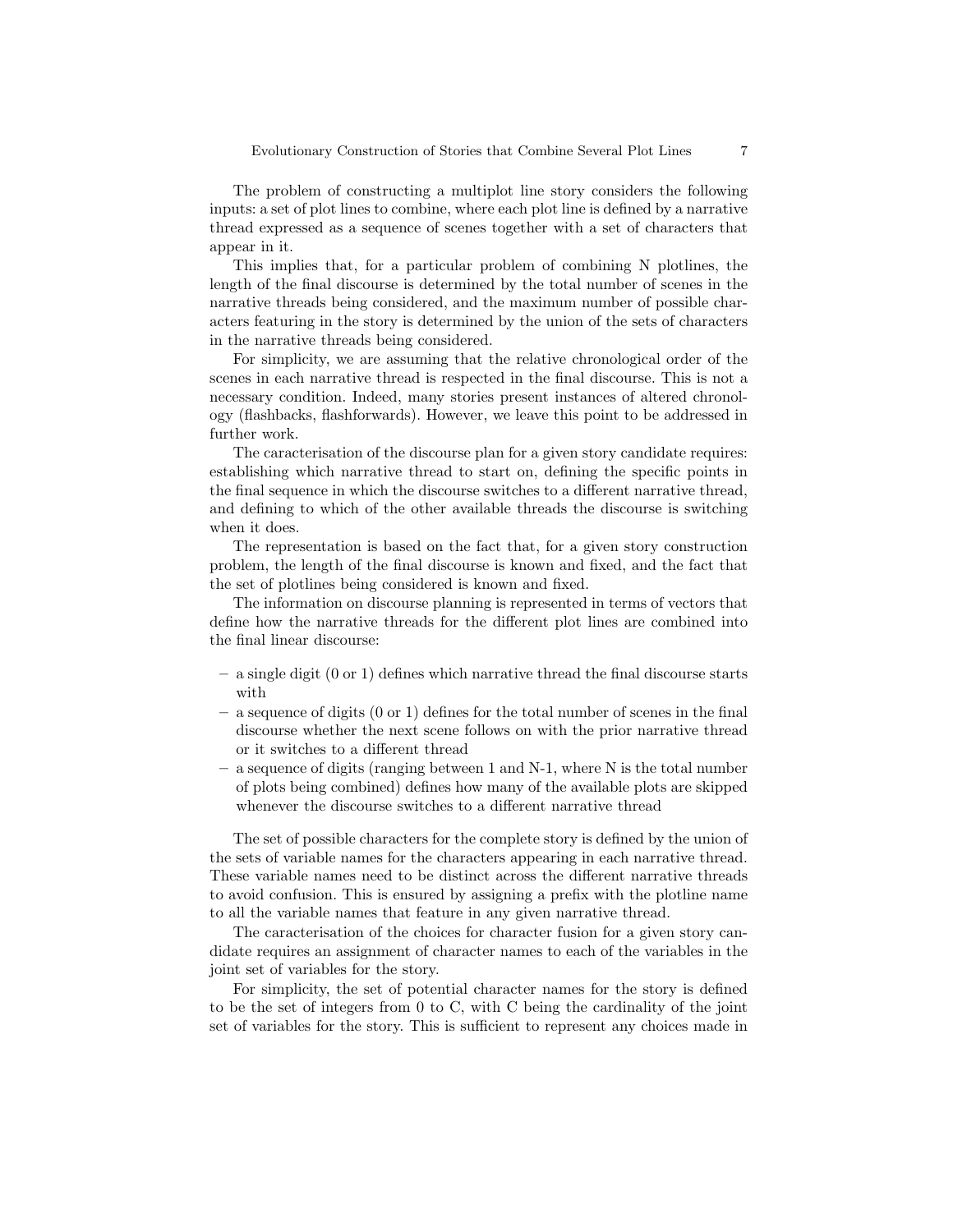The problem of constructing a multiplot line story considers the following inputs: a set of plot lines to combine, where each plot line is defined by a narrative thread expressed as a sequence of scenes together with a set of characters that appear in it.

This implies that, for a particular problem of combining N plotlines, the length of the final discourse is determined by the total number of scenes in the narrative threads being considered, and the maximum number of possible characters featuring in the story is determined by the union of the sets of characters in the narrative threads being considered.

For simplicity, we are assuming that the relative chronological order of the scenes in each narrative thread is respected in the final discourse. This is not a necessary condition. Indeed, many stories present instances of altered chronology (flashbacks, flashforwards). However, we leave this point to be addressed in further work.

The caracterisation of the discourse plan for a given story candidate requires: establishing which narrative thread to start on, defining the specific points in the final sequence in which the discourse switches to a different narrative thread, and defining to which of the other available threads the discourse is switching when it does.

The representation is based on the fact that, for a given story construction problem, the length of the final discourse is known and fixed, and the fact that the set of plotlines being considered is known and fixed.

The information on discourse planning is represented in terms of vectors that define how the narrative threads for the different plot lines are combined into the final linear discourse:

- a single digit (0 or 1) defines which narrative thread the final discourse starts with
- a sequence of digits (0 or 1) defines for the total number of scenes in the final discourse whether the next scene follows on with the prior narrative thread or it switches to a different thread
- a sequence of digits (ranging between 1 and N-1, where N is the total number of plots being combined) defines how many of the available plots are skipped whenever the discourse switches to a different narrative thread

The set of possible characters for the complete story is defined by the union of the sets of variable names for the characters appearing in each narrative thread. These variable names need to be distinct across the different narrative threads to avoid confusion. This is ensured by assigning a prefix with the plotline name to all the variable names that feature in any given narrative thread.

The caracterisation of the choices for character fusion for a given story candidate requires an assignment of character names to each of the variables in the joint set of variables for the story.

For simplicity, the set of potential character names for the story is defined to be the set of integers from 0 to C, with C being the cardinality of the joint set of variables for the story. This is sufficient to represent any choices made in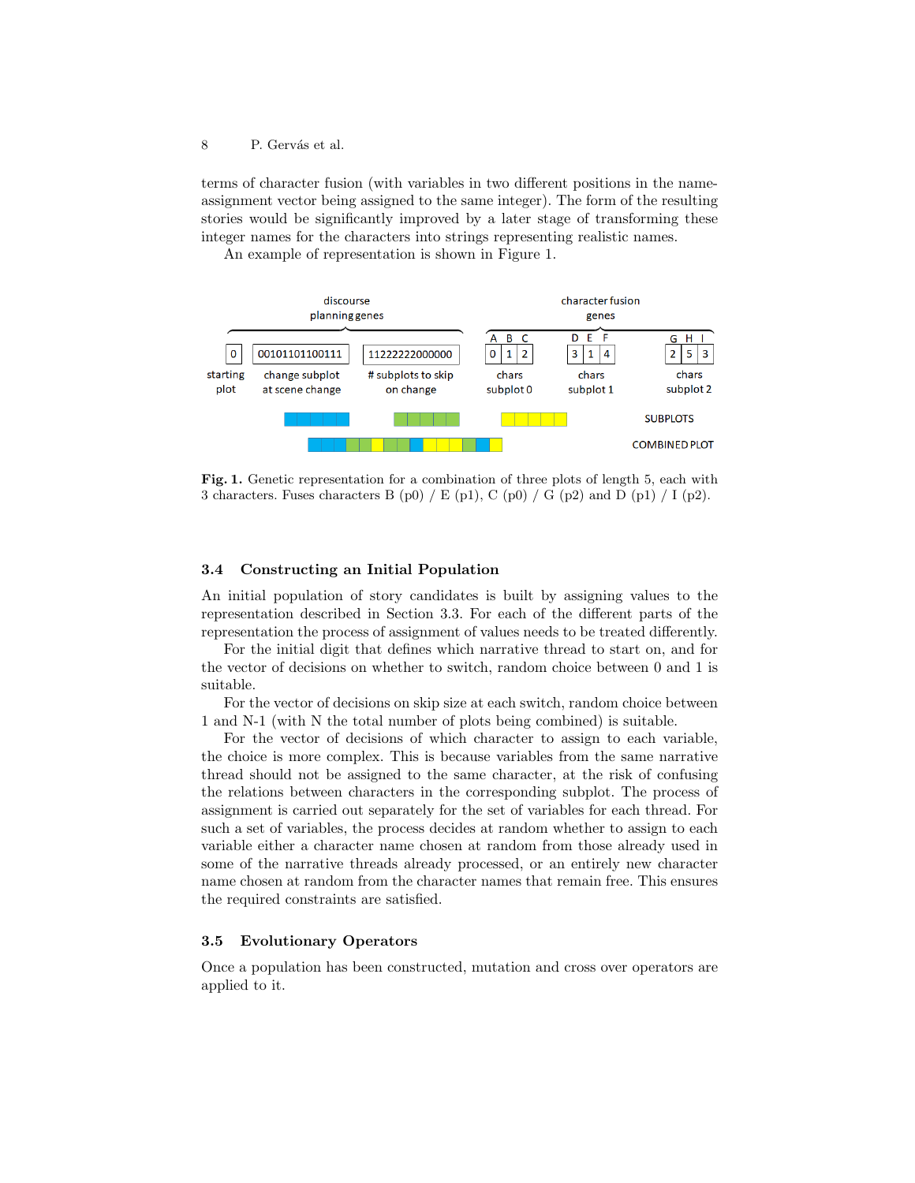terms of character fusion (with variables in two different positions in the name-assignment vector being assigned to the same integer). The form of the resulting stories would be significantly improved by a later stage of transforming these integer names for the characters into strings representing realistic names.

An example of representation is shown in Figure 1.

**Fig. 1.** Genetic representation for a combination of three plots of length 5, each with 3 characters. Fuses characters B (p0) / E (p1), C (p0) / G (p2) and D (p1) / I (p2).

### 3.4 Constructing an Initial Population

An initial population of story candidates is built by assigning values to the representation described in Section 3.3. For each of the different parts of the representation the process of assignment of values needs to be treated differently.

For the initial digit that defines which narrative thread to start on, and for the vector of decisions on whether to switch, random choice between 0 and 1 is suitable.

For the vector of decisions on skip size at each switch, random choice between 1 and N-1 (with N the total number of plots being combined) is suitable.

For the vector of decisions of which character to assign to each variable, the choice is more complex. This is because variables from the same narrative thread should not be assigned to the same character, at the risk of confusing the relations between characters in the corresponding subplot. The process of assignment is carried out separately for the set of variables for each thread. For such a set of variables, the process decides at random whether to assign to each variable either a character name chosen at random from those already used in some of the narrative threads already processed, or an entirely new character name chosen at random from the character names that remain free. This ensures the required constraints are satisfied.

### 3.5 Evolutionary Operators

Once a population has been constructed, mutation and cross over operators are applied to it.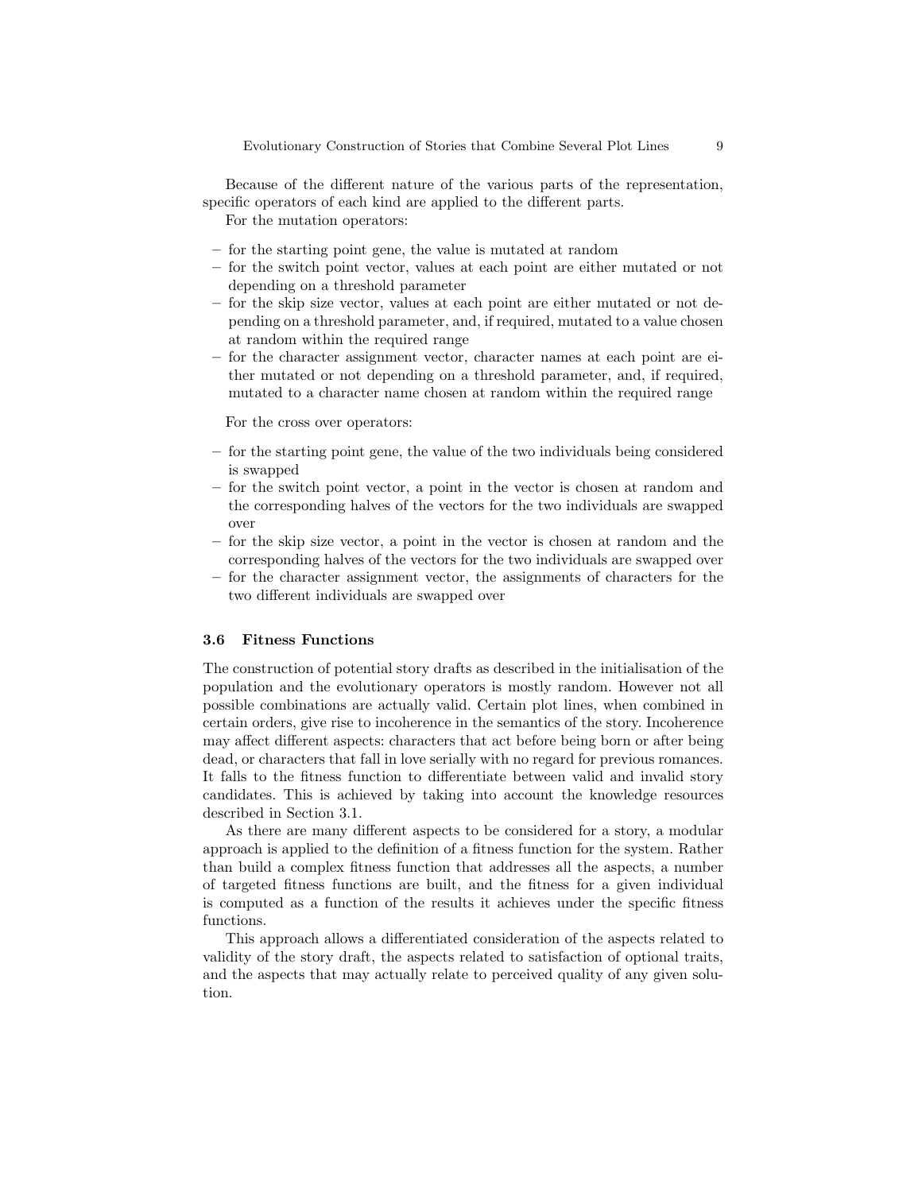Because of the different nature of the various parts of the representation, specific operators of each kind are applied to the different parts.

For the mutation operators:

- for the starting point gene, the value is mutated at random
- for the switch point vector, values at each point are either mutated or not depending on a threshold parameter
- for the skip size vector, values at each point are either mutated or not depending on a threshold parameter, and, if required, mutated to a value chosen at random within the required range
- for the character assignment vector, character names at each point are either mutated or not depending on a threshold parameter, and, if required, mutated to a character name chosen at random within the required range

For the cross over operators:

- for the starting point gene, the value of the two individuals being considered is swapped
- for the switch point vector, a point in the vector is chosen at random and the corresponding halves of the vectors for the two individuals are swapped over
- for the skip size vector, a point in the vector is chosen at random and the corresponding halves of the vectors for the two individuals are swapped over
- for the character assignment vector, the assignments of characters for the two different individuals are swapped over

### 3.6 Fitness Functions

The construction of potential story drafts as described in the initialisation of the population and the evolutionary operators is mostly random. However not all possible combinations are actually valid. Certain plot lines, when combined in certain orders, give rise to incoherence in the semantics of the story. Incoherence may affect different aspects: characters that act before being born or after being dead, or characters that fall in love serially with no regard for previous romances. It falls to the fitness function to differentiate between valid and invalid story candidates. This is achieved by taking into account the knowledge resources described in Section 3.1.

As there are many different aspects to be considered for a story, a modular approach is applied to the definition of a fitness function for the system. Rather than build a complex fitness function that addresses all the aspects, a number of targeted fitness functions are built, and the fitness for a given individual is computed as a function of the results it achieves under the specific fitness functions.

This approach allows a differentiated consideration of the aspects related to validity of the story draft, the aspects related to satisfaction of optional traits, and the aspects that may actually relate to perceived quality of any given solution.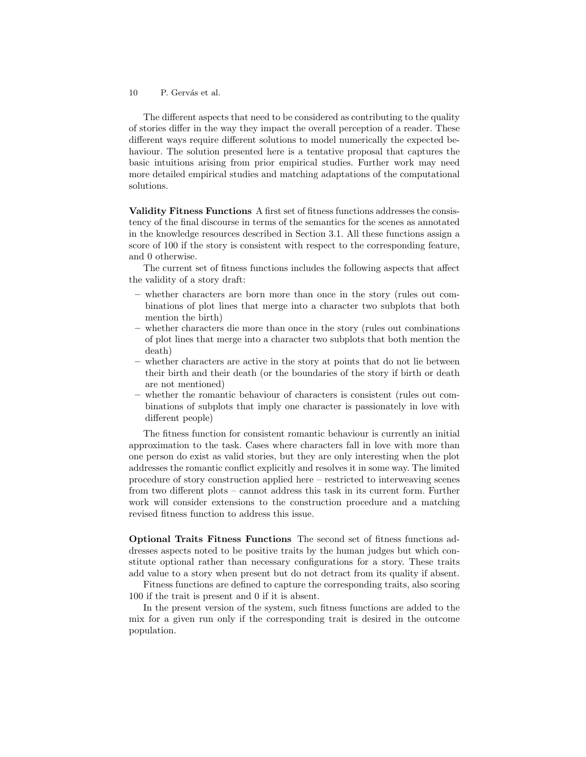The different aspects that need to be considered as contributing to the quality of stories differ in the way they impact the overall perception of a reader. These different ways require different solutions to model numerically the expected behaviour. The solution presented here is a tentative proposal that captures the basic intuitions arising from prior empirical studies. Further work may need more detailed empirical studies and matching adaptations of the computational solutions.

**Validity Fitness Functions** A first set of fitness functions addresses the consistency of the final discourse in terms of the semantics for the scenes as annotated in the knowledge resources described in Section 3.1. All these functions assign a score of 100 if the story is consistent with respect to the corresponding feature, and 0 otherwise.

The current set of fitness functions includes the following aspects that affect the validity of a story draft:

- whether characters are born more than once in the story (rules out combinations of plot lines that merge into a character two subplots that both mention the birth)
- whether characters die more than once in the story (rules out combinations of plot lines that merge into a character two subplots that both mention the death)
- whether characters are active in the story at points that do not lie between their birth and their death (or the boundaries of the story if birth or death are not mentioned)
- whether the romantic behaviour of characters is consistent (rules out combinations of subplots that imply one character is passionately in love with different people)

The fitness function for consistent romantic behaviour is currently an initial approximation to the task. Cases where characters fall in love with more than one person do exist as valid stories, but they are only interesting when the plot addresses the romantic conflict explicitly and resolves it in some way. The limited procedure of story construction applied here – restricted to interweaving scenes from two different plots – cannot address this task in its current form. Further work will consider extensions to the construction procedure and a matching revised fitness function to address this issue.

**Optional Traits Fitness Functions** The second set of fitness functions addresses aspects noted to be positive traits by the human judges but which constitute optional rather than necessary configurations for a story. These traits add value to a story when present but do not detract from its quality if absent.

Fitness functions are defined to capture the corresponding traits, also scoring 100 if the trait is present and 0 if it is absent.

In the present version of the system, such fitness functions are added to the mix for a given run only if the corresponding trait is desired in the outcome population.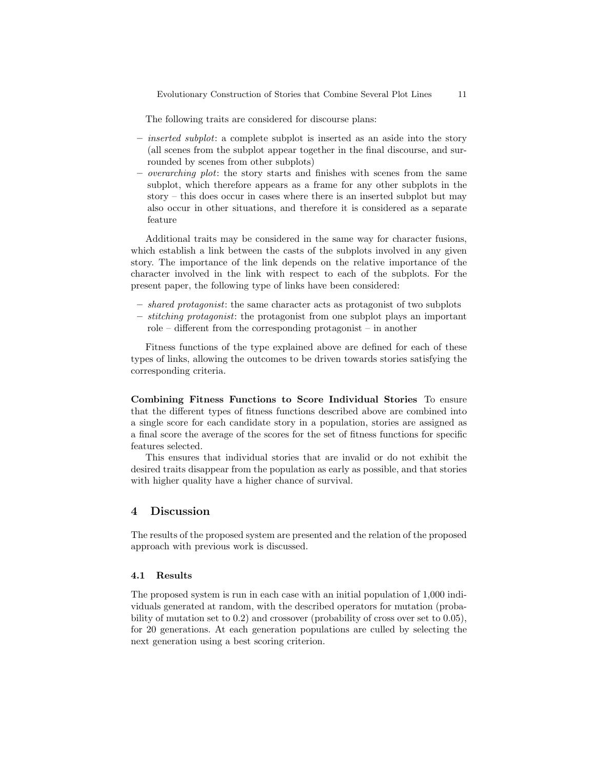The following traits are considered for discourse plans:

- *inserted subplot*: a complete subplot is inserted as an aside into the story (all scenes from the subplot appear together in the final discourse, and surrounded by scenes from other subplots)
- *overarching plot*: the story starts and finishes with scenes from the same subplot, which therefore appears as a frame for any other subplots in the story – this does occur in cases where there is an inserted subplot but may also occur in other situations, and therefore it is considered as a separate feature

Additional traits may be considered in the same way for character fusions, which establish a link between the casts of the subplots involved in any given story. The importance of the link depends on the relative importance of the character involved in the link with respect to each of the subplots. For the present paper, the following type of links have been considered:

- *shared protagonist*: the same character acts as protagonist of two subplots
- *stitching protagonist*: the protagonist from one subplot plays an important role – different from the corresponding protagonist – in another

Fitness functions of the type explained above are defined for each of these types of links, allowing the outcomes to be driven towards stories satisfying the corresponding criteria.

**Combining Fitness Functions to Score Individual Stories** To ensure that the different types of fitness functions described above are combined into a single score for each candidate story in a population, stories are assigned as a final score the average of the scores for the set of fitness functions for specific features selected.

This ensures that individual stories that are invalid or do not exhibit the desired traits disappear from the population as early as possible, and that stories with higher quality have a higher chance of survival.

## 4 Discussion

The results of the proposed system are presented and the relation of the proposed approach with previous work is discussed.

### 4.1 Results

The proposed system is run in each case with an initial population of 1,000 individuals generated at random, with the described operators for mutation (probability of mutation set to 0.2) and crossover (probability of cross over set to 0.05), for 20 generations. At each generation populations are culled by selecting the next generation using a best scoring criterion.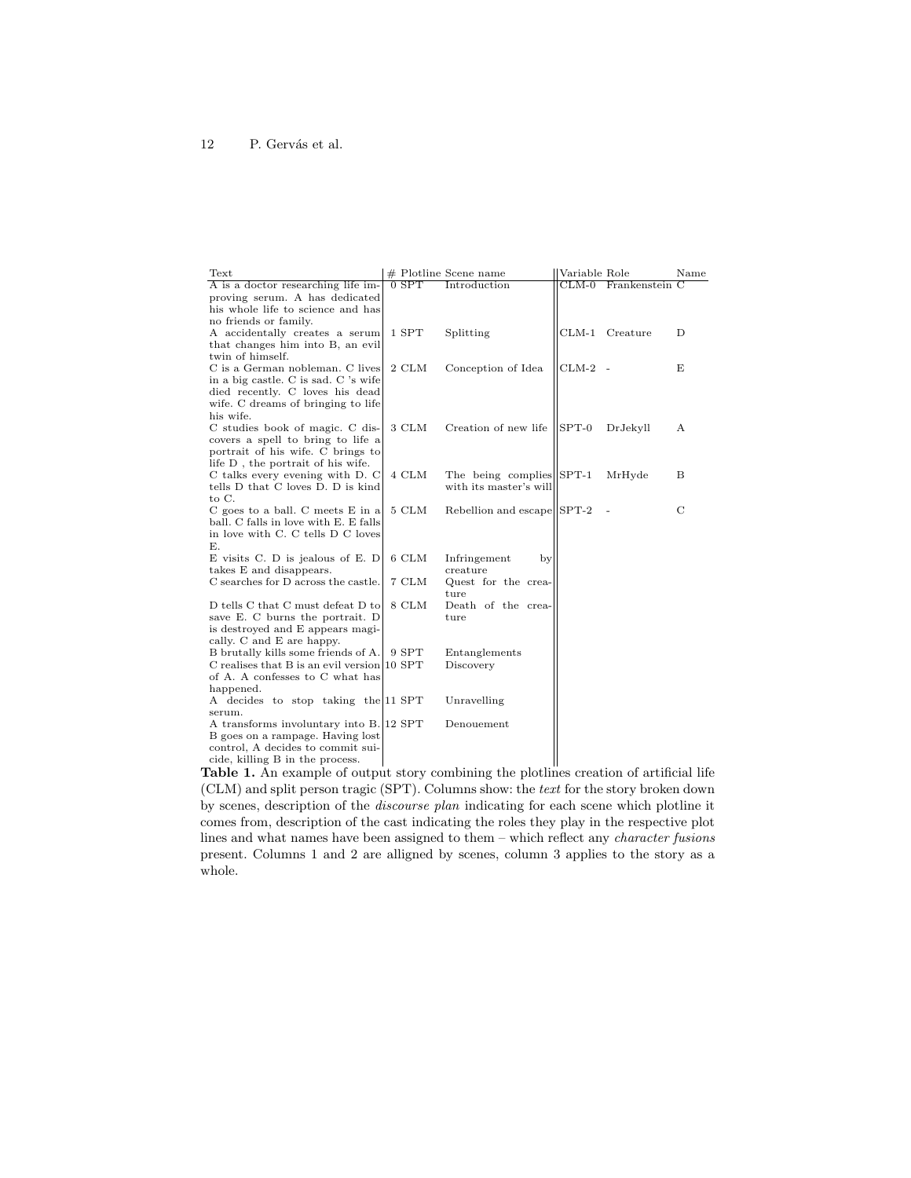| Text | # | Plotline | Scene name | Variable | Role | Name |
|---|---|---|---|---|---|---|
| A is a doctor researching life improving serum. A has dedicated his whole life to science and has no friends or family. | 0 | SPT | Introduction | CLM-0 | Frankenstein | C |
| A accidentally creates a serum that changes him into B, an evil twin of himself. | 1 | SPT | Splitting | CLM-1 | Creature | D |
| C is a German nobleman. C lives in a big castle. C is sad. C 's wife died recently. C loves his dead wife. C dreams of bringing to life his wife. | 2 | CLM | Conception of Idea | CLM-2 | - | E |
| C studies book of magic. C discovers a spell to bring to life a portrait of his wife. C brings to life D , the portrait of his wife. | 3 | CLM | Creation of new life | SPT-0 | DrJekyll | A |
| C talks every evening with D. C tells D that C loves D. D is kind to C. | 4 | CLM | The being complies with its master's will | SPT-1 | MrHyde | B |
| C goes to a ball. C meets E in a ball. C falls in love with E. E falls in love with C. C tells D C loves E. | 5 | CLM | Rebellion and escape | SPT-2 | - | C |
| E visits C. D is jealous of E. D takes E and disappears. | 6 | CLM | Infringement by creature | | | |
| C searches for D across the castle. | 7 | CLM | Quest for the creature | | | |
| D tells C that C must defeat D to save E. C burns the portrait. D is destroyed and E appears magically. C and E are happy. | 8 | CLM | Death of the creature | | | |
| B brutally kills some friends of A. | 9 | SPT | Entanglements | | | |
| C realises that B is an evil version of A. A confesses to C what has happened. | 10 | SPT | Discovery | | | |
| A decides to stop taking the serum. | 11 | SPT | Unravelling | | | |
| A transforms involuntary into B. B goes on a rampage. Having lost control, A decides to commit suicide, killing B in the process. | 12 | SPT | Denouement | | | |

**Table 1.** An example of output story combining the plotlines creation of artificial life (CLM) and split person tragic (SPT). Columns show: the *text* for the story broken down by scenes, description of the *discourse plan* indicating for each scene which plotline it comes from, description of the cast indicating the roles they play in the respective plot lines and what names have been assigned to them – which reflect any *character fusions* present. Columns 1 and 2 are alligned by scenes, column 3 applies to the story as a whole.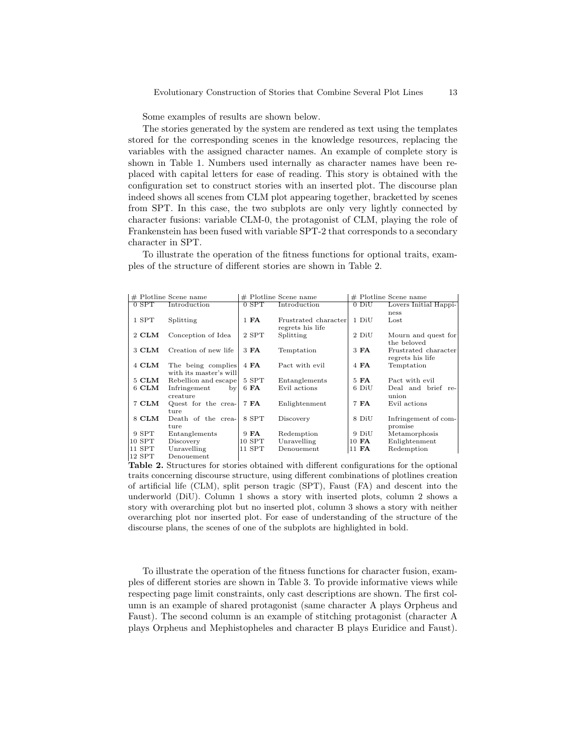Some examples of results are shown below.

The stories generated by the system are rendered as text using the templates stored for the corresponding scenes in the knowledge resources, replacing the variables with the assigned character names. An example of complete story is shown in Table 1. Numbers used internally as character names have been replaced with capital letters for ease of reading. This story is obtained with the configuration set to construct stories with an inserted plot. The discourse plan indeed shows all scenes from CLM plot appearing together, bracketted by scenes from SPT. In this case, the two subplots are only very lightly connected by character fusions: variable CLM-0, the protagonist of CLM, playing the role of Frankenstein has been fused with variable SPT-2 that corresponds to a secondary character in SPT.

To illustrate the operation of the fitness functions for optional traits, examples of the structure of different stories are shown in Table 2.

| # Plotline | Scene name | # Plotline | Scene name | # Plotline | Scene name |
|---|---|---|---|---|---|
| 0 SPT | Introduction | 0 SPT | Introduction | 0 DiU | Lovers Initial Happiness |
| 1 SPT | Splitting | 1 **FA** | Frustrated character regrets his life | 1 DiU | Lost |
| 2 **CLM** | Conception of Idea | 2 SPT | Splitting | 2 DiU | Mourn and quest for the beloved |
| 3 **CLM** | Creation of new life | 3 **FA** | Temptation | 3 **FA** | Frustrated character regrets his life |
| 4 **CLM** | The being complies with its master's will | 4 **FA** | Pact with evil | 4 **FA** | Temptation |
| 5 **CLM** | Rebellion and escape | 5 SPT | Entanglements | 5 **FA** | Pact with evil |
| 6 **CLM** | Infringement by creature | 6 **FA** | Evil actions | 6 DiU | Deal and brief reunion |
| 7 **CLM** | Quest for the creature | 7 **FA** | Enlightenment | 7 **FA** | Evil actions |
| 8 **CLM** | Death of the creature | 8 SPT | Discovery | 8 DiU | Infringement of compromise |
| 9 SPT | Entanglements | 9 **FA** | Redemption | 9 DiU | Metamorphosis |
| 10 SPT | Discovery | 10 SPT | Unravelling | 10 **FA** | Enlightenment |
| 11 SPT | Unravelling | 11 SPT | Denouement | 11 **FA** | Redemption |
| 12 SPT | Denouement | | | | |

**Table 2.** Structures for stories obtained with different configurations for the optional traits concerning discourse structure, using different combinations of plotlines creation of artificial life (CLM), split person tragic (SPT), Faust (FA) and descent into the underworld (DiU). Column 1 shows a story with inserted plots, column 2 shows a story with overarching plot but no inserted plot, column 3 shows a story with neither overarching plot nor inserted plot. For ease of understanding of the structure of the discourse plans, the scenes of one of the subplots are highlighted in bold.

To illustrate the operation of the fitness functions for character fusion, examples of different stories are shown in Table 3. To provide informative views while respecting page limit constraints, only cast descriptions are shown. The first column is an example of shared protagonist (same character A plays Orpheus and Faust). The second column is an example of stitching protagonist (character A plays Orpheus and Mephistopheles and character B plays Euridice and Faust).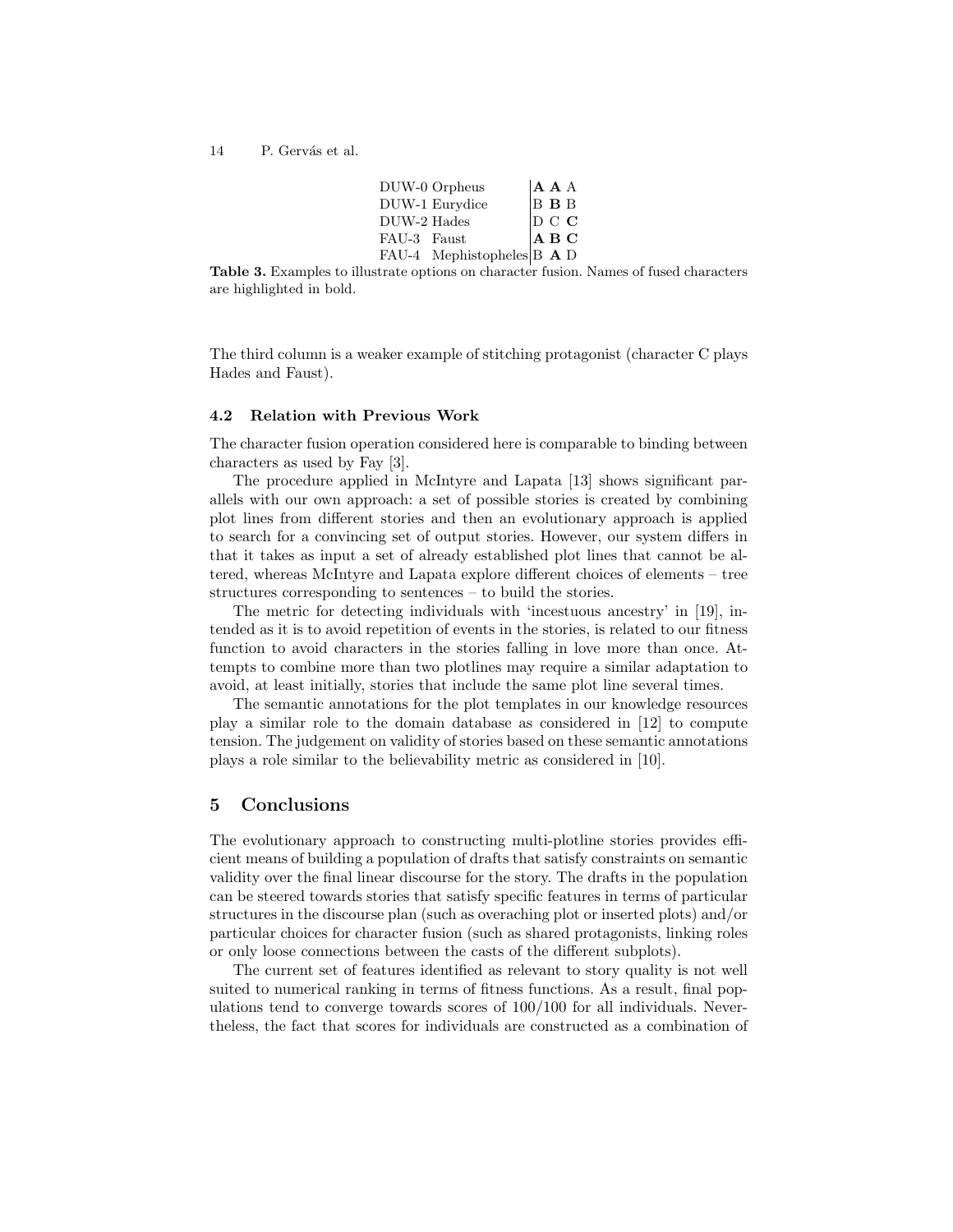| | | | |
|---|---|---|---|
| DUW-0 Orpheus | **A** | **A** | A |
| DUW-1 Eurydice | B | **B** | B |
| DUW-2 Hades | D | C | **C** |
| FAU-3 Faust | **A** | **B** | **C** |
| FAU-4 Mephistopheles | B | **A** | D |

**Table 3.** Examples to illustrate options on character fusion. Names of fused characters are highlighted in bold.

The third column is a weaker example of stitching protagonist (character C plays Hades and Faust).

### 4.2 Relation with Previous Work

The character fusion operation considered here is comparable to binding between characters as used by Fay [3].

The procedure applied in McIntyre and Lapata [13] shows significant parallels with our own approach: a set of possible stories is created by combining plot lines from different stories and then an evolutionary approach is applied to search for a convincing set of output stories. However, our system differs in that it takes as input a set of already established plot lines that cannot be altered, whereas McIntyre and Lapata explore different choices of elements – tree structures corresponding to sentences – to build the stories.

The metric for detecting individuals with 'incestuous ancestry' in [19], intended as it is to avoid repetition of events in the stories, is related to our fitness function to avoid characters in the stories falling in love more than once. Attempts to combine more than two plotlines may require a similar adaptation to avoid, at least initially, stories that include the same plot line several times.

The semantic annotations for the plot templates in our knowledge resources play a similar role to the domain database as considered in [12] to compute tension. The judgement on validity of stories based on these semantic annotations plays a role similar to the believability metric as considered in [10].

## 5 Conclusions

The evolutionary approach to constructing multi-plotline stories provides efficient means of building a population of drafts that satisfy constraints on semantic validity over the final linear discourse for the story. The drafts in the population can be steered towards stories that satisfy specific features in terms of particular structures in the discourse plan (such as overaching plot or inserted plots) and/or particular choices for character fusion (such as shared protagonists, linking roles or only loose connections between the casts of the different subplots).

The current set of features identified as relevant to story quality is not well suited to numerical ranking in terms of fitness functions. As a result, final populations tend to converge towards scores of 100/100 for all individuals. Nevertheless, the fact that scores for individuals are constructed as a combination of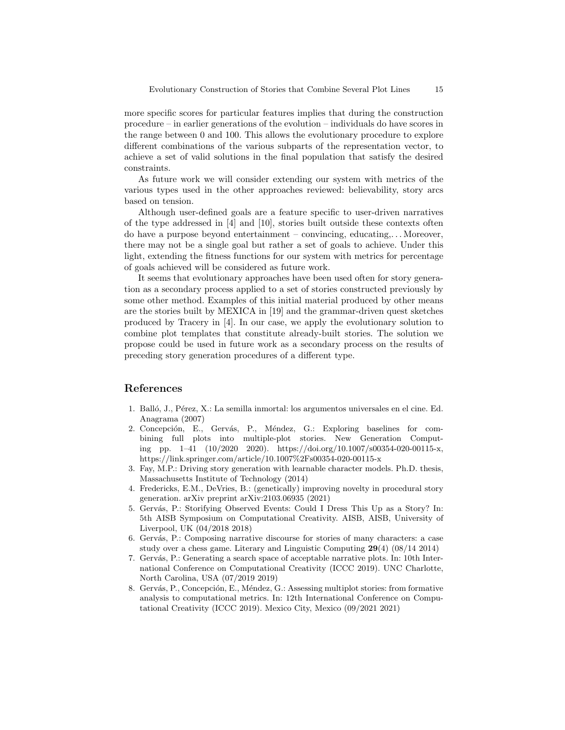more specific scores for particular features implies that during the construction procedure – in earlier generations of the evolution – individuals do have scores in the range between 0 and 100. This allows the evolutionary procedure to explore different combinations of the various subparts of the representation vector, to achieve a set of valid solutions in the final population that satisfy the desired constraints.

As future work we will consider extending our system with metrics of the various types used in the other approaches reviewed: believability, story arcs based on tension.

Although user-defined goals are a feature specific to user-driven narratives of the type addressed in [4] and [10], stories built outside these contexts often do have a purpose beyond entertainment – convincing, educating,. . . Moreover, there may not be a single goal but rather a set of goals to achieve. Under this light, extending the fitness functions for our system with metrics for percentage of goals achieved will be considered as future work.

It seems that evolutionary approaches have been used often for story generation as a secondary process applied to a set of stories constructed previously by some other method. Examples of this initial material produced by other means are the stories built by MEXICA in [19] and the grammar-driven quest sketches produced by Tracery in [4]. In our case, we apply the evolutionary solution to combine plot templates that constitute already-built stories. The solution we propose could be used in future work as a secondary process on the results of preceding story generation procedures of a different type.

## References

1. Balló, J., Pérez, X.: La semilla inmortal: los argumentos universales en el cine. Ed. Anagrama (2007)
2. Concepción, E., Gervás, P., Méndez, G.: Exploring baselines for combining full plots into multiple-plot stories. New Generation Computing pp. 1–41 (10/2020 2020). https://doi.org/10.1007/s00354-020-00115-x, https://link.springer.com/article/10.1007%2Fs00354-020-00115-x
3. Fay, M.P.: Driving story generation with learnable character models. Ph.D. thesis, Massachusetts Institute of Technology (2014)
4. Fredericks, E.M., DeVries, B.: (genetically) improving novelty in procedural story generation. arXiv preprint arXiv:2103.06935 (2021)
5. Gervás, P.: Storifying Observed Events: Could I Dress This Up as a Story? In: 5th AISB Symposium on Computational Creativity. AISB, AISB, University of Liverpool, UK (04/2018 2018)
6. Gervás, P.: Composing narrative discourse for stories of many characters: a case study over a chess game. Literary and Linguistic Computing **29**(4) (08/14 2014)
7. Gervás, P.: Generating a search space of acceptable narrative plots. In: 10th International Conference on Computational Creativity (ICCC 2019). UNC Charlotte, North Carolina, USA (07/2019 2019)
8. Gervás, P., Concepción, E., Méndez, G.: Assessing multiplot stories: from formative analysis to computational metrics. In: 12th International Conference on Computational Creativity (ICCC 2019). Mexico City, Mexico (09/2021 2021)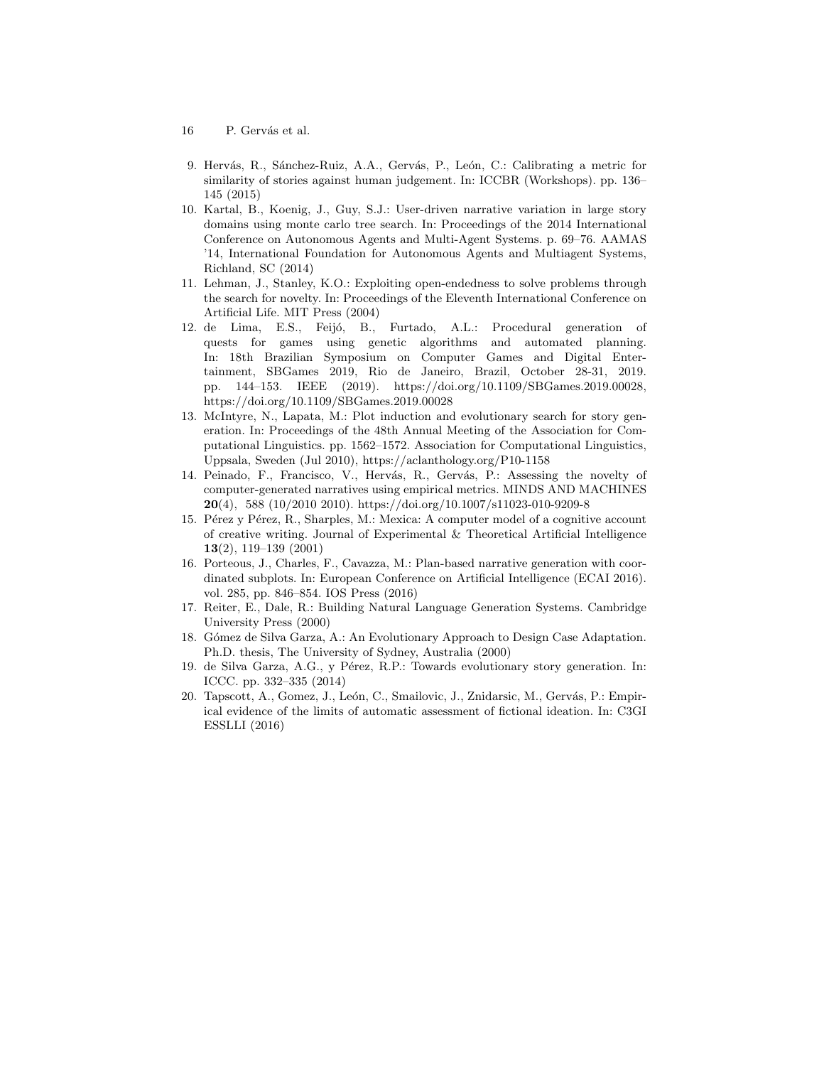9. Hervás, R., Sánchez-Ruiz, A.A., Gervás, P., León, C.: Calibrating a metric for similarity of stories against human judgement. In: ICCBR (Workshops). pp. 136–145 (2015)
10. Kartal, B., Koenig, J., Guy, S.J.: User-driven narrative variation in large story domains using monte carlo tree search. In: Proceedings of the 2014 International Conference on Autonomous Agents and Multi-Agent Systems. p. 69–76. AAMAS '14, International Foundation for Autonomous Agents and Multiagent Systems, Richland, SC (2014)
11. Lehman, J., Stanley, K.O.: Exploiting open-endedness to solve problems through the search for novelty. In: Proceedings of the Eleventh International Conference on Artificial Life. MIT Press (2004)
12. de Lima, E.S., Feijó, B., Furtado, A.L.: Procedural generation of quests for games using genetic algorithms and automated planning. In: 18th Brazilian Symposium on Computer Games and Digital Entertainment, SBGames 2019, Rio de Janeiro, Brazil, October 28-31, 2019. pp. 144–153. IEEE (2019). https://doi.org/10.1109/SBGames.2019.00028, https://doi.org/10.1109/SBGames.2019.00028
13. McIntyre, N., Lapata, M.: Plot induction and evolutionary search for story generation. In: Proceedings of the 48th Annual Meeting of the Association for Computational Linguistics. pp. 1562–1572. Association for Computational Linguistics, Uppsala, Sweden (Jul 2010), https://aclanthology.org/P10-1158
14. Peinado, F., Francisco, V., Hervás, R., Gervás, P.: Assessing the novelty of computer-generated narratives using empirical metrics. MINDS AND MACHINES **20**(4), 588 (10/2010 2010). https://doi.org/10.1007/s11023-010-9209-8
15. Pérez y Pérez, R., Sharples, M.: Mexica: A computer model of a cognitive account of creative writing. Journal of Experimental & Theoretical Artificial Intelligence **13**(2), 119–139 (2001)
16. Porteous, J., Charles, F., Cavazza, M.: Plan-based narrative generation with coordinated subplots. In: European Conference on Artificial Intelligence (ECAI 2016). vol. 285, pp. 846–854. IOS Press (2016)
17. Reiter, E., Dale, R.: Building Natural Language Generation Systems. Cambridge University Press (2000)
18. Gómez de Silva Garza, A.: An Evolutionary Approach to Design Case Adaptation. Ph.D. thesis, The University of Sydney, Australia (2000)
19. de Silva Garza, A.G., y Pérez, R.P.: Towards evolutionary story generation. In: ICCC. pp. 332–335 (2014)
20. Tapscott, A., Gomez, J., León, C., Smailovic, J., Znidarsic, M., Gervás, P.: Empirical evidence of the limits of automatic assessment of fictional ideation. In: C3GI ESSLLI (2016)